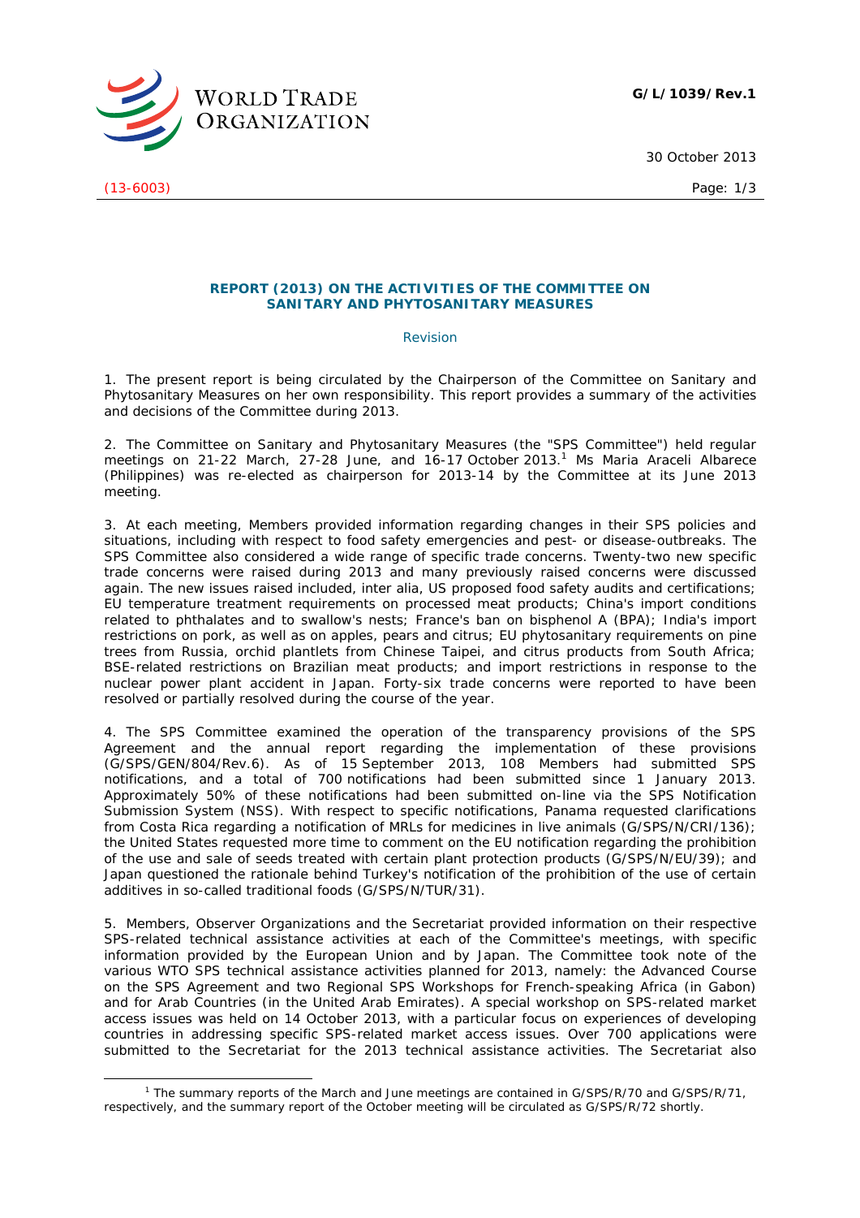WORLD TRADE ORGANIZATION

**G/L/1039/Rev.1**

30 October 2013

(13-6003)

## REPORT (2013) ON THE ACTIVITIES OF THE COMMITTEE ON SANITARY AND PHYTOSANITARY MEASURES

Revision

1. The present report is being circulated by the Chairperson of the Committee on Sanitary and Phytosanitary Measures on her own responsibility. This report provides a summary of the activities and decisions of the Committee during 2013.

2. The Committee on Sanitary and Phytosanitary Measures (the "SPS Committee") held regular meetings on 21-22 March, 27-28 June, and 16-17 October 2013.[1] Ms Maria Araceli Albarece (Philippines) was re-elected as chairperson for 2013-14 by the Committee at its June 2013 meeting.

3. At each meeting, Members provided information regarding changes in their SPS policies and situations, including with respect to food safety emergencies and pest- or disease-outbreaks. The SPS Committee also considered a wide range of specific trade concerns. Twenty-two new specific trade concerns were raised during 2013 and many previously raised concerns were discussed again. The new issues raised included, inter alia, US proposed food safety audits and certifications; EU temperature treatment requirements on processed meat products; China's import conditions related to phthalates and to swallow's nests; France's ban on bisphenol A (BPA); India's import restrictions on pork, as well as on apples, pears and citrus; EU phytosanitary requirements on pine trees from Russia, orchid plantlets from Chinese Taipei, and citrus products from South Africa; BSE-related restrictions on Brazilian meat products; and import restrictions in response to the nuclear power plant accident in Japan. Forty-six trade concerns were reported to have been resolved or partially resolved during the course of the year.

4. The SPS Committee examined the operation of the transparency provisions of the SPS Agreement and the annual report regarding the implementation of these provisions (G/SPS/GEN/804/Rev.6). As of 15 September 2013, 108 Members had submitted SPS notifications, and a total of 700 notifications had been submitted since 1 January 2013. Approximately 50% of these notifications had been submitted on-line via the SPS Notification Submission System (NSS). With respect to specific notifications, Panama requested clarifications from Costa Rica regarding a notification of MRLs for medicines in live animals (G/SPS/N/CRI/136); the United States requested more time to comment on the EU notification regarding the prohibition of the use and sale of seeds treated with certain plant protection products (G/SPS/N/EU/39); and Japan questioned the rationale behind Turkey's notification of the prohibition of the use of certain additives in so-called traditional foods (G/SPS/N/TUR/31).

5. Members, Observer Organizations and the Secretariat provided information on their respective SPS-related technical assistance activities at each of the Committee's meetings, with specific information provided by the European Union and by Japan. The Committee took note of the various WTO SPS technical assistance activities planned for 2013, namely: the Advanced Course on the SPS Agreement and two Regional SPS Workshops for French-speaking Africa (in Gabon) and for Arab Countries (in the United Arab Emirates). A special workshop on SPS-related market access issues was held on 14 October 2013, with a particular focus on experiences of developing countries in addressing specific SPS-related market access issues. Over 700 applications were submitted to the Secretariat for the 2013 technical assistance activities. The Secretariat also

---

[1] The summary reports of the March and June meetings are contained in G/SPS/R/70 and G/SPS/R/71, respectively, and the summary report of the October meeting will be circulated as G/SPS/R/72 shortly.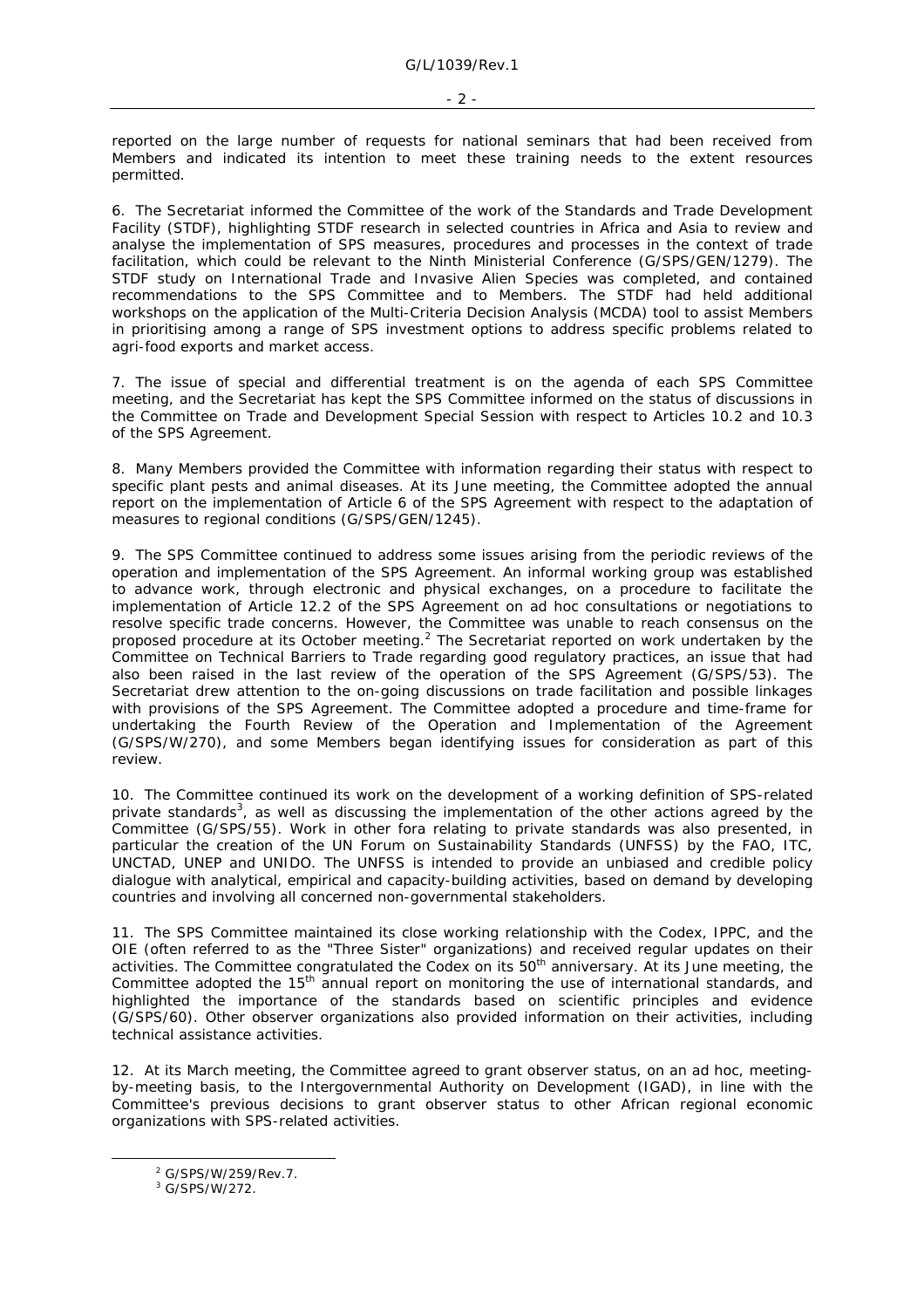reported on the large number of requests for national seminars that had been received from Members and indicated its intention to meet these training needs to the extent resources permitted.

6. The Secretariat informed the Committee of the work of the Standards and Trade Development Facility (STDF), highlighting STDF research in selected countries in Africa and Asia to review and analyse the implementation of SPS measures, procedures and processes in the context of trade facilitation, which could be relevant to the Ninth Ministerial Conference (G/SPS/GEN/1279). The STDF study on International Trade and Invasive Alien Species was completed, and contained recommendations to the SPS Committee and to Members. The STDF had held additional workshops on the application of the Multi-Criteria Decision Analysis (MCDA) tool to assist Members in prioritising among a range of SPS investment options to address specific problems related to agri-food exports and market access.

7. The issue of special and differential treatment is on the agenda of each SPS Committee meeting, and the Secretariat has kept the SPS Committee informed on the status of discussions in the Committee on Trade and Development Special Session with respect to Articles 10.2 and 10.3 of the SPS Agreement.

8. Many Members provided the Committee with information regarding their status with respect to specific plant pests and animal diseases. At its June meeting, the Committee adopted the annual report on the implementation of Article 6 of the SPS Agreement with respect to the adaptation of measures to regional conditions (G/SPS/GEN/1245).

9. The SPS Committee continued to address some issues arising from the periodic reviews of the operation and implementation of the SPS Agreement. An informal working group was established to advance work, through electronic and physical exchanges, on a procedure to facilitate the implementation of Article 12.2 of the SPS Agreement on ad hoc consultations or negotiations to resolve specific trade concerns. However, the Committee was unable to reach consensus on the proposed procedure at its October meeting.[2] The Secretariat reported on work undertaken by the Committee on Technical Barriers to Trade regarding good regulatory practices, an issue that had also been raised in the last review of the operation of the SPS Agreement (G/SPS/53). The Secretariat drew attention to the on-going discussions on trade facilitation and possible linkages with provisions of the SPS Agreement. The Committee adopted a procedure and time-frame for undertaking the Fourth Review of the Operation and Implementation of the Agreement (G/SPS/W/270), and some Members began identifying issues for consideration as part of this review.

10. The Committee continued its work on the development of a working definition of SPS-related private standards[3], as well as discussing the implementation of the other actions agreed by the Committee (G/SPS/55). Work in other fora relating to private standards was also presented, in particular the creation of the UN Forum on Sustainability Standards (UNFSS) by the FAO, ITC, UNCTAD, UNEP and UNIDO. The UNFSS is intended to provide an unbiased and credible policy dialogue with analytical, empirical and capacity-building activities, based on demand by developing countries and involving all concerned non-governmental stakeholders.

11. The SPS Committee maintained its close working relationship with the Codex, IPPC, and the OIE (often referred to as the "Three Sister" organizations) and received regular updates on their activities. The Committee congratulated the Codex on its 50th anniversary. At its June meeting, the Committee adopted the 15th annual report on monitoring the use of international standards, and highlighted the importance of the standards based on scientific principles and evidence (G/SPS/60). Other observer organizations also provided information on their activities, including technical assistance activities.

12. At its March meeting, the Committee agreed to grant observer status, on an ad hoc, meeting-by-meeting basis, to the Intergovernmental Authority on Development (IGAD), in line with the Committee's previous decisions to grant observer status to other African regional economic organizations with SPS-related activities.

[2] G/SPS/W/259/Rev.7.

[3] G/SPS/W/272.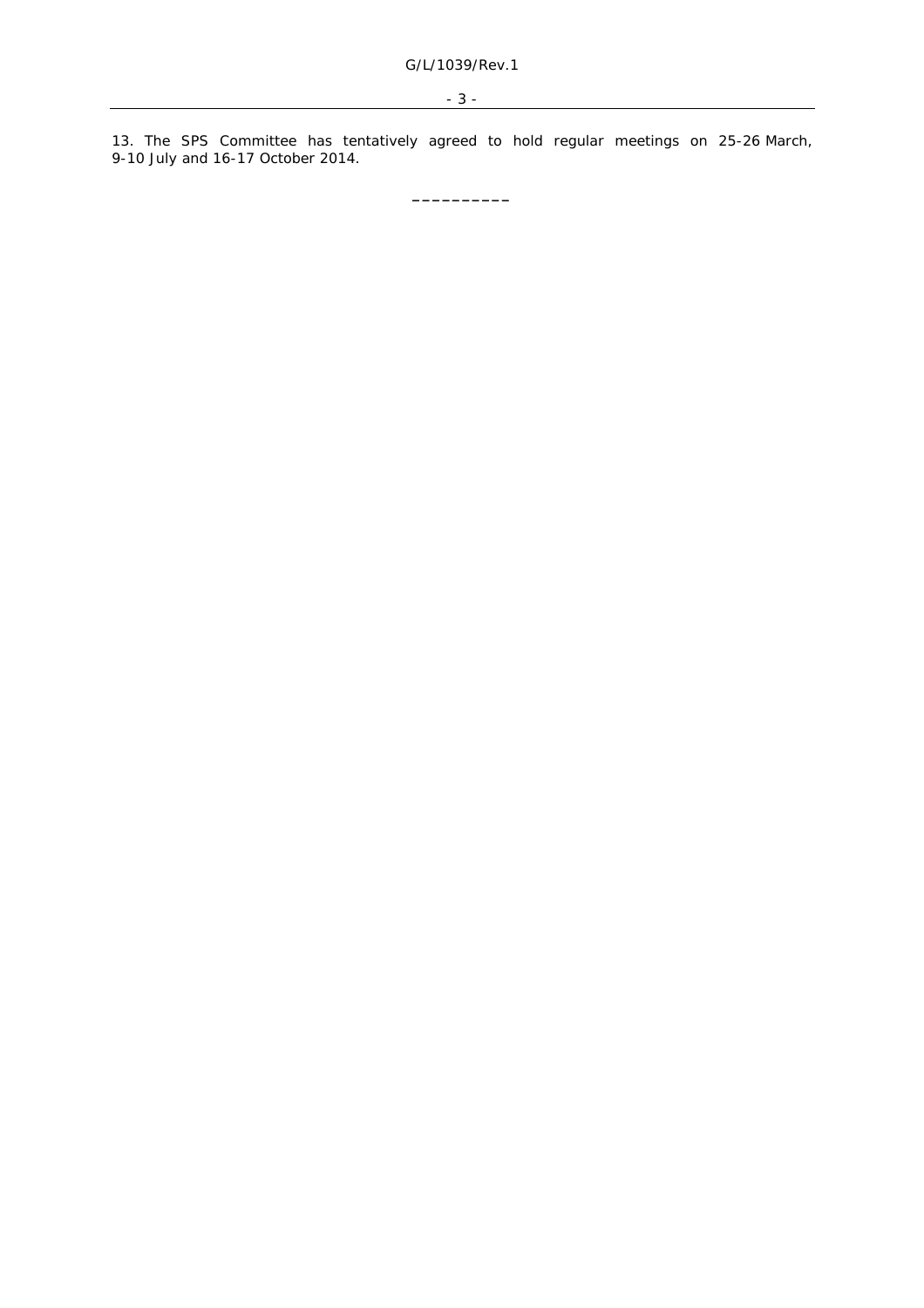13. The SPS Committee has tentatively agreed to hold regular meetings on 25-26 March, 9-10 July and 16-17 October 2014.

__________